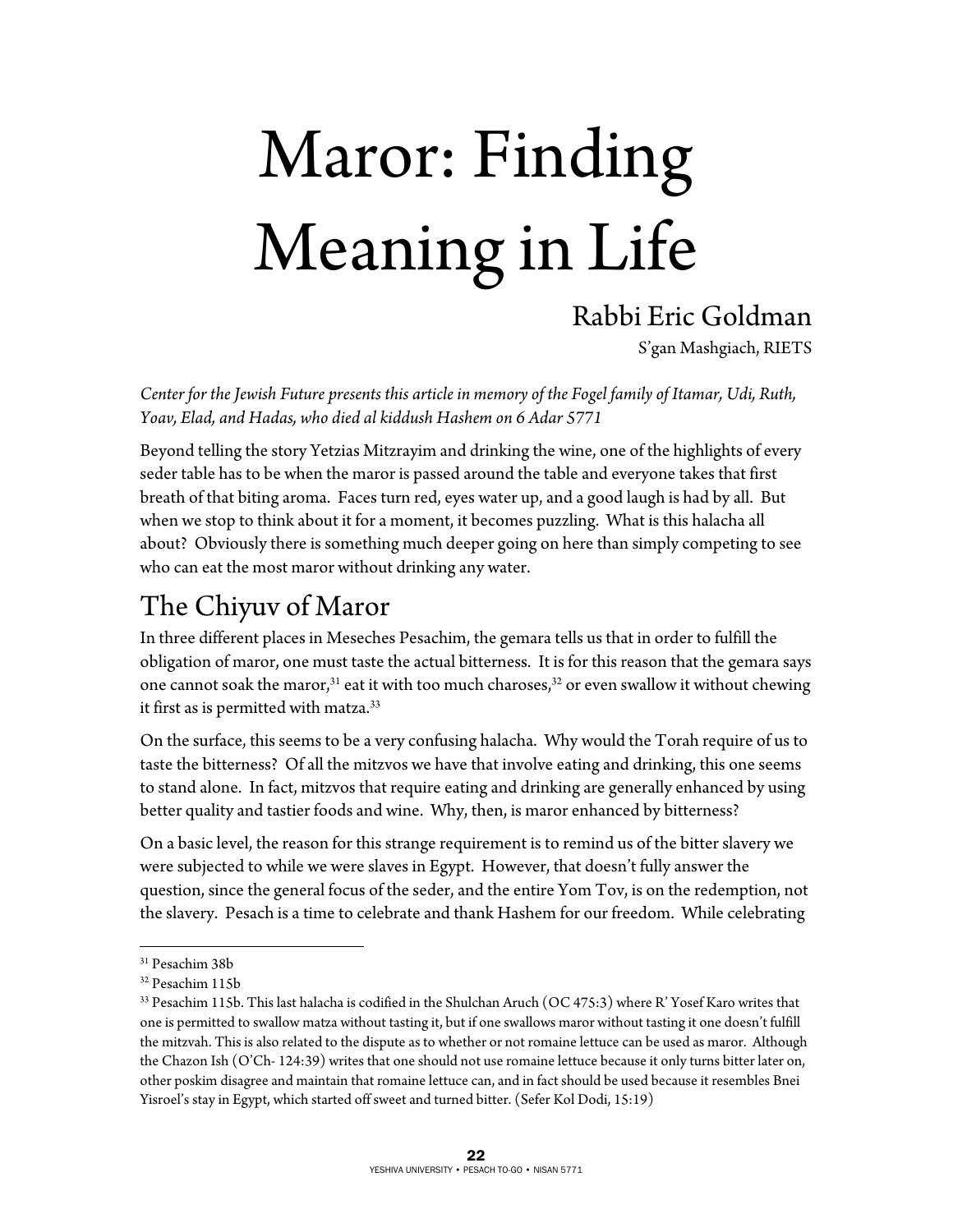# Maror: Finding Meaning in Life

Rabbi Eric Goldman

S'gan Mashgiach, RIETS

*Center for the Jewish Future presents this article in memory of the Fogel family of Itamar, Udi, Ruth, Yoav, Elad, and Hadas, who died al kiddush Hashem on 6 Adar 5771*

Beyond telling the story Yetzias Mitzrayim and drinking the wine, one of the highlights of every seder table has to be when the maror is passed around the table and everyone takes that first breath of that biting aroma. Faces turn red, eyes water up, and a good laugh is had by all. But when we stop to think about it for a moment, it becomes puzzling. What is this halacha all about? Obviously there is something much deeper going on here than simply competing to see who can eat the most maror without drinking any water.

## The Chiyuv of Maror

In three different places in Meseches Pesachim, the gemara tells us that in order to fulfill the obligation of maror, one must taste the actual bitterness. It is for this reason that the gemara says one cannot soak the maror,[31] eat it with too much charoses,[32] or even swallow it without chewing it first as is permitted with matza.[33]

On the surface, this seems to be a very confusing halacha. Why would the Torah require of us to taste the bitterness? Of all the mitzvos we have that involve eating and drinking, this one seems to stand alone. In fact, mitzvos that require eating and drinking are generally enhanced by using better quality and tastier foods and wine. Why, then, is maror enhanced by bitterness?

On a basic level, the reason for this strange requirement is to remind us of the bitter slavery we were subjected to while we were slaves in Egypt. However, that doesn't fully answer the question, since the general focus of the seder, and the entire Yom Tov, is on the redemption, not the slavery. Pesach is a time to celebrate and thank Hashem for our freedom. While celebrating

---

[31] Pesachim 38b

[32] Pesachim 115b

[33] Pesachim 115b. This last halacha is codified in the Shulchan Aruch (OC 475:3) where R' Yosef Karo writes that one is permitted to swallow matza without tasting it, but if one swallows maror without tasting it one doesn't fulfill the mitzvah. This is also related to the dispute as to whether or not romaine lettuce can be used as maror. Although the Chazon Ish (O'Ch- 124:39) writes that one should not use romaine lettuce because it only turns bitter later on, other poskim disagree and maintain that romaine lettuce can, and in fact should be used because it resembles Bnei Yisroel's stay in Egypt, which started off sweet and turned bitter. (Sefer Kol Dodi, 15:19)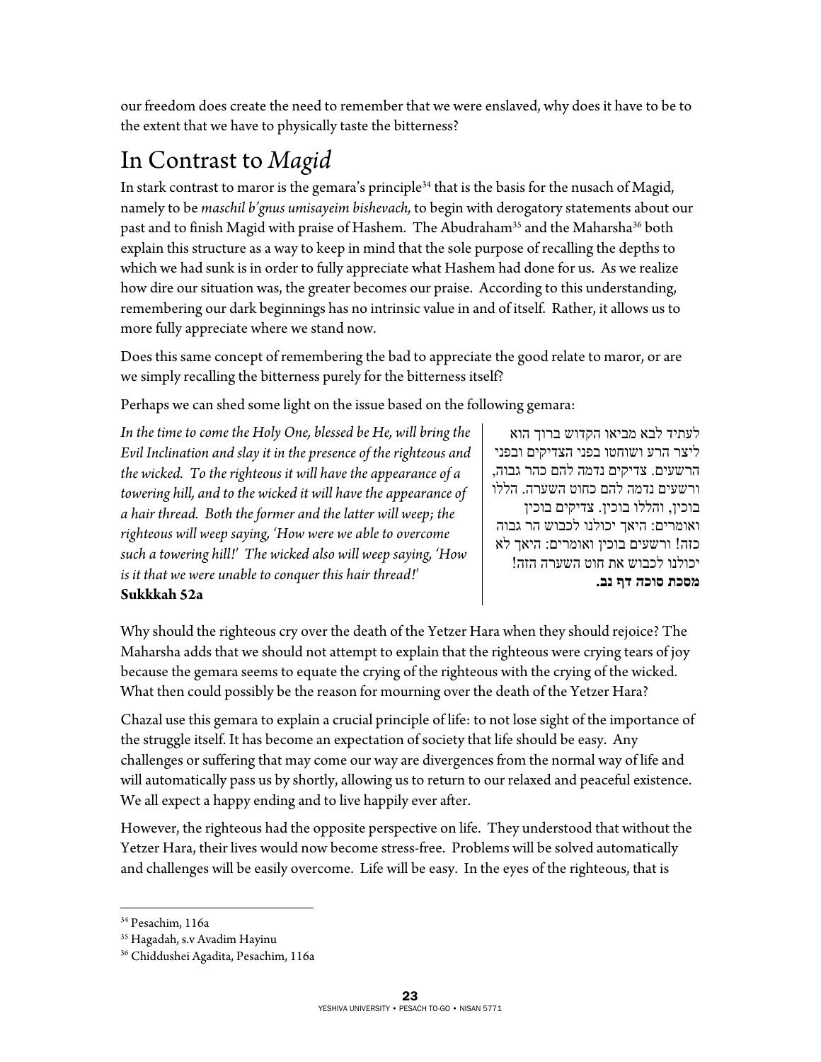our freedom does create the need to remember that we were enslaved, why does it have to be to the extent that we have to physically taste the bitterness?

# In Contrast to *Magid*

In stark contrast to maror is the gemara's principle[34] that is the basis for the nusach of Magid, namely to be *maschil b'gnus umisayeim bishevach,* to begin with derogatory statements about our past and to finish Magid with praise of Hashem. The Abudraham[35] and the Maharsha[36] both explain this structure as a way to keep in mind that the sole purpose of recalling the depths to which we had sunk is in order to fully appreciate what Hashem had done for us. As we realize how dire our situation was, the greater becomes our praise. According to this understanding, remembering our dark beginnings has no intrinsic value in and of itself. Rather, it allows us to more fully appreciate where we stand now.

Does this same concept of remembering the bad to appreciate the good relate to maror, or are we simply recalling the bitterness purely for the bitterness itself?

Perhaps we can shed some light on the issue based on the following gemara:

*In the time to come the Holy One, blessed be He, will bring the Evil Inclination and slay it in the presence of the righteous and the wicked. To the righteous it will have the appearance of a towering hill, and to the wicked it will have the appearance of a hair thread. Both the former and the latter will weep; the righteous will weep saying, 'How were we able to overcome such a towering hill!' The wicked also will weep saying, 'How is it that we were unable to conquer this hair thread!'*
**Sukkkah 52a**

לעתיד לבא מביאו הקדוש ברוך הוא ליצר הרע ושוחטו בפני הצדיקים ובפני הרשעים. צדיקים נדמה להם כהר גבוה, ורשעים נדמה להם כחוט השערה. הללו בוכין, והללו בוכין. צדיקים בוכין ואומרים: היאך יכולנו לכבוש הר גבוה כזה! ורשעים בוכין ואומרים: היאך לא יכולנו לכבוש את חוט השערה הזה!
**מסכת סוכה דף נב.**

Why should the righteous cry over the death of the Yetzer Hara when they should rejoice? The Maharsha adds that we should not attempt to explain that the righteous were crying tears of joy because the gemara seems to equate the crying of the righteous with the crying of the wicked. What then could possibly be the reason for mourning over the death of the Yetzer Hara?

Chazal use this gemara to explain a crucial principle of life: to not lose sight of the importance of the struggle itself. It has become an expectation of society that life should be easy. Any challenges or suffering that may come our way are divergences from the normal way of life and will automatically pass us by shortly, allowing us to return to our relaxed and peaceful existence. We all expect a happy ending and to live happily ever after.

However, the righteous had the opposite perspective on life. They understood that without the Yetzer Hara, their lives would now become stress-free. Problems will be solved automatically and challenges will be easily overcome. Life will be easy. In the eyes of the righteous, that is

---

[34] Pesachim, 116a

[35] Hagadah, s.v Avadim Hayinu

[36] Chiddushei Agadita, Pesachim, 116a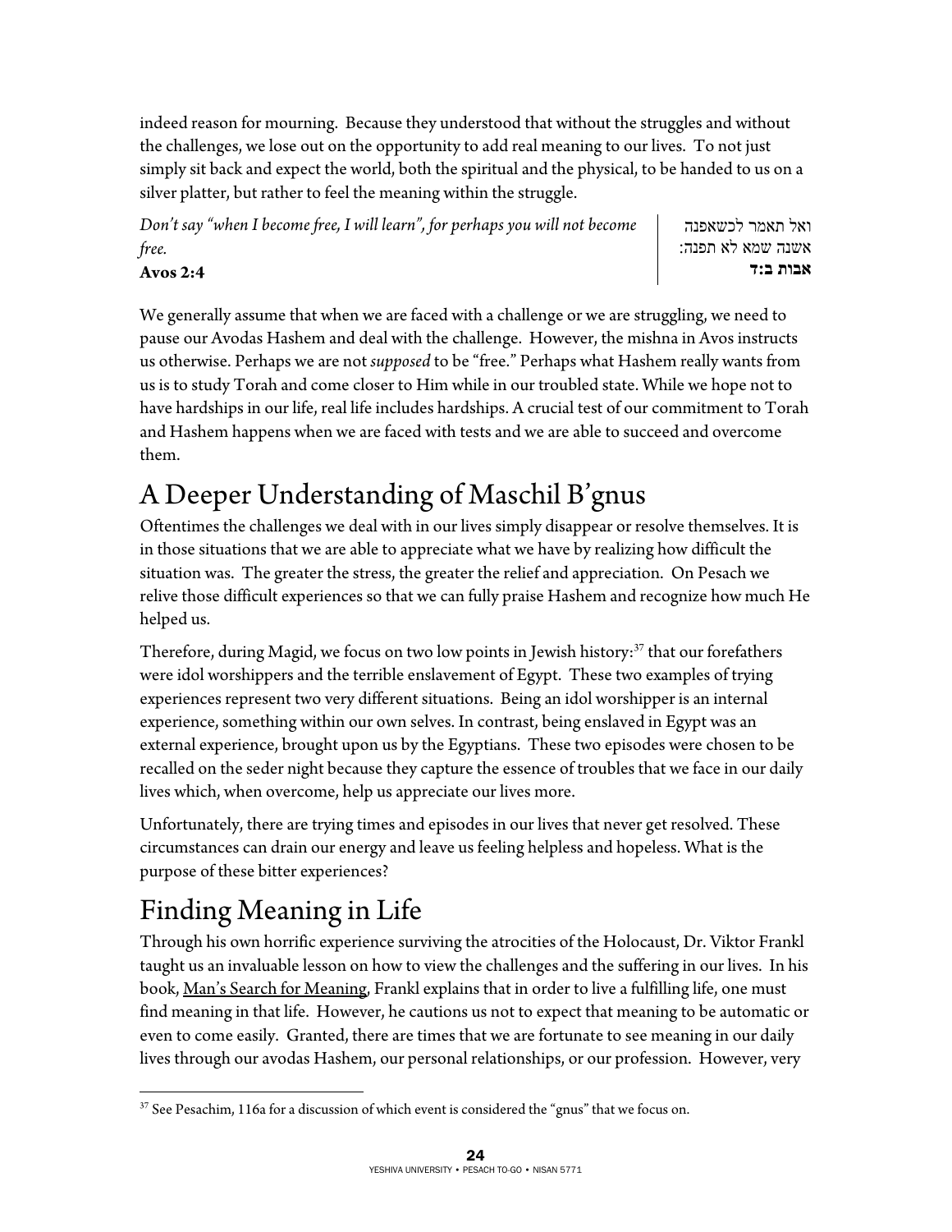indeed reason for mourning. Because they understood that without the struggles and without the challenges, we lose out on the opportunity to add real meaning to our lives. To not just simply sit back and expect the world, both the spiritual and the physical, to be handed to us on a silver platter, but rather to feel the meaning within the struggle.

| | |
|---|---|
| *Don't say "when I become free, I will learn", for perhaps you will not become free.* **Avos 2:4** | ואל תאמר לכשאפנה אשנה שמא לא תפנה: **אבות ב:ד** |

We generally assume that when we are faced with a challenge or we are struggling, we need to pause our Avodas Hashem and deal with the challenge. However, the mishna in Avos instructs us otherwise. Perhaps we are not *supposed* to be "free." Perhaps what Hashem really wants from us is to study Torah and come closer to Him while in our troubled state. While we hope not to have hardships in our life, real life includes hardships. A crucial test of our commitment to Torah and Hashem happens when we are faced with tests and we are able to succeed and overcome them.

## A Deeper Understanding of Maschil B'gnus

Oftentimes the challenges we deal with in our lives simply disappear or resolve themselves. It is in those situations that we are able to appreciate what we have by realizing how difficult the situation was. The greater the stress, the greater the relief and appreciation. On Pesach we relive those difficult experiences so that we can fully praise Hashem and recognize how much He helped us.

Therefore, during Magid, we focus on two low points in Jewish history:[37] that our forefathers were idol worshippers and the terrible enslavement of Egypt. These two examples of trying experiences represent two very different situations. Being an idol worshipper is an internal experience, something within our own selves. In contrast, being enslaved in Egypt was an external experience, brought upon us by the Egyptians. These two episodes were chosen to be recalled on the seder night because they capture the essence of troubles that we face in our daily lives which, when overcome, help us appreciate our lives more.

Unfortunately, there are trying times and episodes in our lives that never get resolved. These circumstances can drain our energy and leave us feeling helpless and hopeless. What is the purpose of these bitter experiences?

## Finding Meaning in Life

Through his own horrific experience surviving the atrocities of the Holocaust, Dr. Viktor Frankl taught us an invaluable lesson on how to view the challenges and the suffering in our lives. In his book, Man's Search for Meaning, Frankl explains that in order to live a fulfilling life, one must find meaning in that life. However, he cautions us not to expect that meaning to be automatic or even to come easily. Granted, there are times that we are fortunate to see meaning in our daily lives through our avodas Hashem, our personal relationships, or our profession. However, very

[37] See Pesachim, 116a for a discussion of which event is considered the "gnus" that we focus on.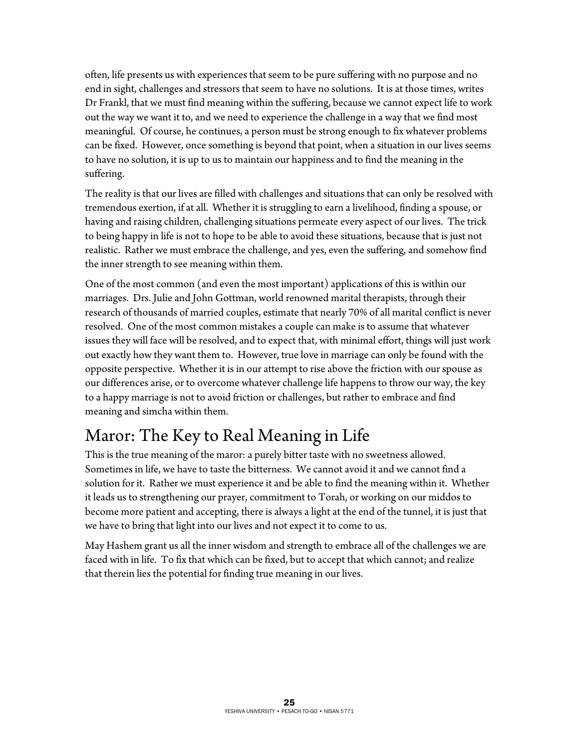often, life presents us with experiences that seem to be pure suffering with no purpose and no end in sight, challenges and stressors that seem to have no solutions. It is at those times, writes Dr Frankl, that we must find meaning within the suffering, because we cannot expect life to work out the way we want it to, and we need to experience the challenge in a way that we find most meaningful. Of course, he continues, a person must be strong enough to fix whatever problems can be fixed. However, once something is beyond that point, when a situation in our lives seems to have no solution, it is up to us to maintain our happiness and to find the meaning in the suffering.

The reality is that our lives are filled with challenges and situations that can only be resolved with tremendous exertion, if at all. Whether it is struggling to earn a livelihood, finding a spouse, or having and raising children, challenging situations permeate every aspect of our lives. The trick to being happy in life is not to hope to be able to avoid these situations, because that is just not realistic. Rather we must embrace the challenge, and yes, even the suffering, and somehow find the inner strength to see meaning within them.

One of the most common (and even the most important) applications of this is within our marriages. Drs. Julie and John Gottman, world renowned marital therapists, through their research of thousands of married couples, estimate that nearly 70% of all marital conflict is never resolved. One of the most common mistakes a couple can make is to assume that whatever issues they will face will be resolved, and to expect that, with minimal effort, things will just work out exactly how they want them to. However, true love in marriage can only be found with the opposite perspective. Whether it is in our attempt to rise above the friction with our spouse as our differences arise, or to overcome whatever challenge life happens to throw our way, the key to a happy marriage is not to avoid friction or challenges, but rather to embrace and find meaning and simcha within them.

## Maror: The Key to Real Meaning in Life

This is the true meaning of the maror: a purely bitter taste with no sweetness allowed. Sometimes in life, we have to taste the bitterness. We cannot avoid it and we cannot find a solution for it. Rather we must experience it and be able to find the meaning within it. Whether it leads us to strengthening our prayer, commitment to Torah, or working on our middos to become more patient and accepting, there is always a light at the end of the tunnel, it is just that we have to bring that light into our lives and not expect it to come to us.

May Hashem grant us all the inner wisdom and strength to embrace all of the challenges we are faced with in life. To fix that which can be fixed, but to accept that which cannot; and realize that therein lies the potential for finding true meaning in our lives.